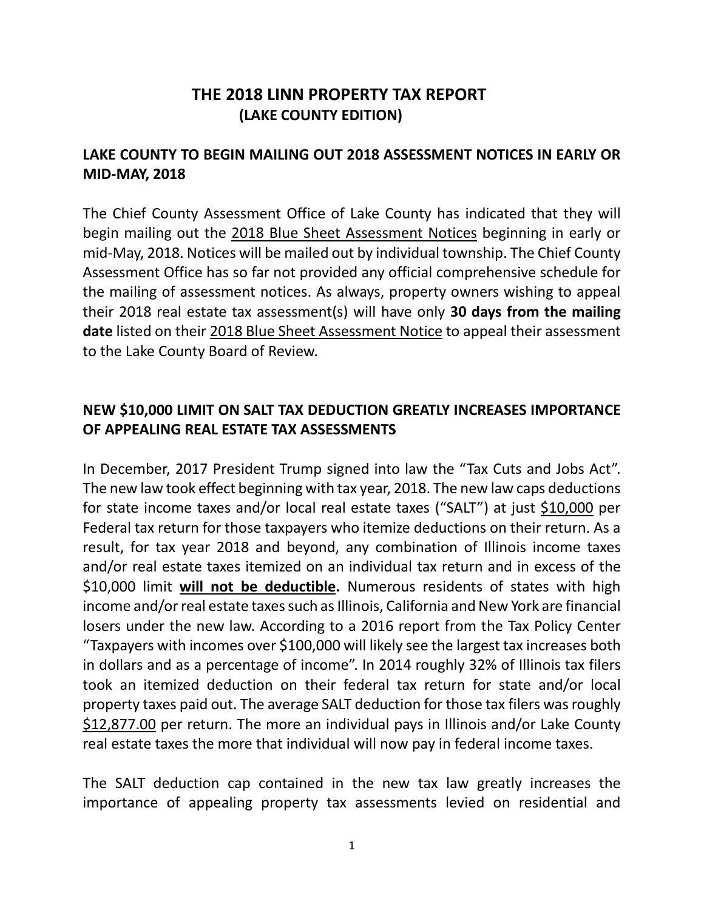# THE 2018 LINN PROPERTY TAX REPORT
## (LAKE COUNTY EDITION)

## LAKE COUNTY TO BEGIN MAILING OUT 2018 ASSESSMENT NOTICES IN EARLY OR MID-MAY, 2018

The Chief County Assessment Office of Lake County has indicated that they will begin mailing out the <u>2018 Blue Sheet Assessment Notices</u> beginning in early or mid-May, 2018. Notices will be mailed out by individual township. The Chief County Assessment Office has so far not provided any official comprehensive schedule for the mailing of assessment notices. As always, property owners wishing to appeal their 2018 real estate tax assessment(s) will have only **30 days from the mailing date** listed on their <u>2018 Blue Sheet Assessment Notice</u> to appeal their assessment to the Lake County Board of Review.

## NEW $10,000 LIMIT ON SALT TAX DEDUCTION GREATLY INCREASES IMPORTANCE OF APPEALING REAL ESTATE TAX ASSESSMENTS

In December, 2017 President Trump signed into law the "Tax Cuts and Jobs Act". The new law took effect beginning with tax year, 2018. The new law caps deductions for state income taxes and/or local real estate taxes ("SALT") at just <u>$10,000</u> per Federal tax return for those taxpayers who itemize deductions on their return. As a result, for tax year 2018 and beyond, any combination of Illinois income taxes and/or real estate taxes itemized on an individual tax return and in excess of the $10,000 limit **<u>will not be deductible</u>.** Numerous residents of states with high income and/or real estate taxes such as Illinois, California and New York are financial losers under the new law. According to a 2016 report from the Tax Policy Center "Taxpayers with incomes over $100,000 will likely see the largest tax increases both in dollars and as a percentage of income". In 2014 roughly 32% of Illinois tax filers took an itemized deduction on their federal tax return for state and/or local property taxes paid out. The average SALT deduction for those tax filers was roughly <u>$12,877.00</u> per return. The more an individual pays in Illinois and/or Lake County real estate taxes the more that individual will now pay in federal income taxes.

The SALT deduction cap contained in the new tax law greatly increases the importance of appealing property tax assessments levied on residential and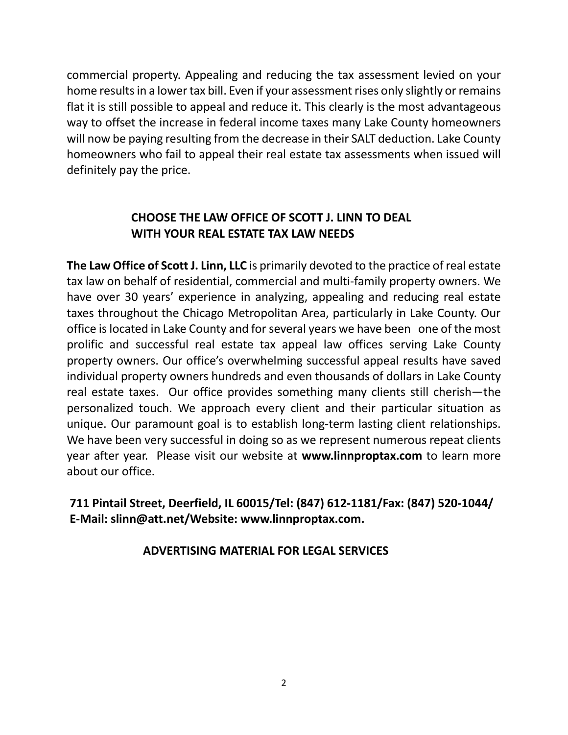commercial property. Appealing and reducing the tax assessment levied on your home results in a lower tax bill. Even if your assessment rises only slightly or remains flat it is still possible to appeal and reduce it. This clearly is the most advantageous way to offset the increase in federal income taxes many Lake County homeowners will now be paying resulting from the decrease in their SALT deduction. Lake County homeowners who fail to appeal their real estate tax assessments when issued will definitely pay the price.

## CHOOSE THE LAW OFFICE OF SCOTT J. LINN TO DEAL WITH YOUR REAL ESTATE TAX LAW NEEDS

**The Law Office of Scott J. Linn, LLC** is primarily devoted to the practice of real estate tax law on behalf of residential, commercial and multi-family property owners. We have over 30 years' experience in analyzing, appealing and reducing real estate taxes throughout the Chicago Metropolitan Area, particularly in Lake County. Our office is located in Lake County and for several years we have been one of the most prolific and successful real estate tax appeal law offices serving Lake County property owners. Our office's overwhelming successful appeal results have saved individual property owners hundreds and even thousands of dollars in Lake County real estate taxes. Our office provides something many clients still cherish—the personalized touch. We approach every client and their particular situation as unique. Our paramount goal is to establish long-term lasting client relationships. We have been very successful in doing so as we represent numerous repeat clients year after year. Please visit our website at **www.linnproptax.com** to learn more about our office.

**711 Pintail Street, Deerfield, IL 60015/Tel: (847) 612-1181/Fax: (847) 520-1044/ E-Mail: slinn@att.net/Website: www.linnproptax.com.**

**ADVERTISING MATERIAL FOR LEGAL SERVICES**